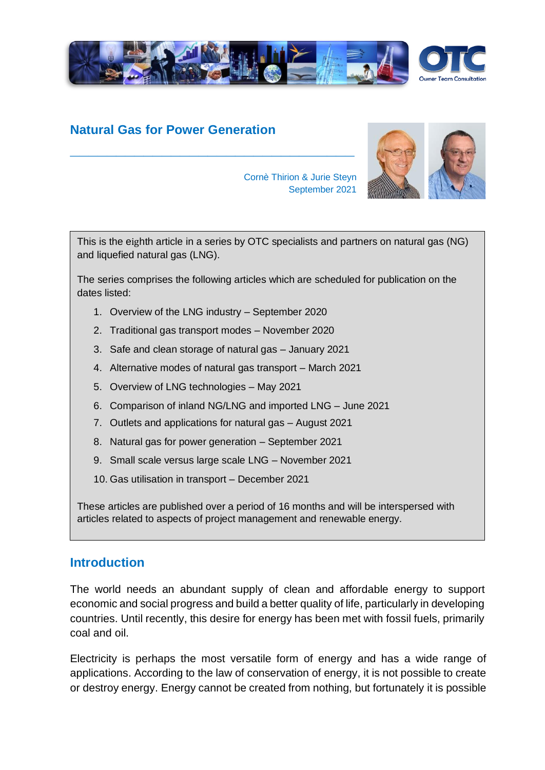# Natural Gas for Power Generation

Cornè Thirion & Jurie Steyn
September 2021

This is the eighth article in a series by OTC specialists and partners on natural gas (NG) and liquefied natural gas (LNG).

The series comprises the following articles which are scheduled for publication on the dates listed:

1. Overview of the LNG industry – September 2020
2. Traditional gas transport modes – November 2020
3. Safe and clean storage of natural gas – January 2021
4. Alternative modes of natural gas transport – March 2021
5. Overview of LNG technologies – May 2021
6. Comparison of inland NG/LNG and imported LNG – June 2021
7. Outlets and applications for natural gas – August 2021
8. Natural gas for power generation – September 2021
9. Small scale versus large scale LNG – November 2021
10. Gas utilisation in transport – December 2021

These articles are published over a period of 16 months and will be interspersed with articles related to aspects of project management and renewable energy.

## Introduction

The world needs an abundant supply of clean and affordable energy to support economic and social progress and build a better quality of life, particularly in developing countries. Until recently, this desire for energy has been met with fossil fuels, primarily coal and oil.

Electricity is perhaps the most versatile form of energy and has a wide range of applications. According to the law of conservation of energy, it is not possible to create or destroy energy. Energy cannot be created from nothing, but fortunately it is possible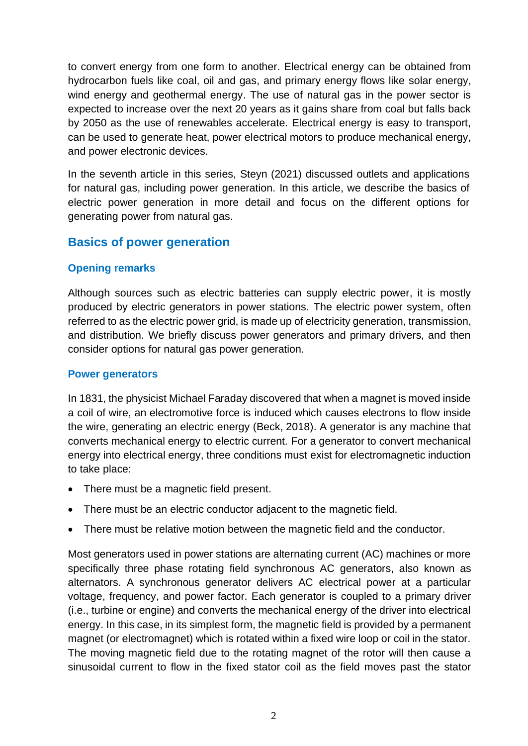to convert energy from one form to another. Electrical energy can be obtained from hydrocarbon fuels like coal, oil and gas, and primary energy flows like solar energy, wind energy and geothermal energy. The use of natural gas in the power sector is expected to increase over the next 20 years as it gains share from coal but falls back by 2050 as the use of renewables accelerate. Electrical energy is easy to transport, can be used to generate heat, power electrical motors to produce mechanical energy, and power electronic devices.

In the seventh article in this series, Steyn (2021) discussed outlets and applications for natural gas, including power generation. In this article, we describe the basics of electric power generation in more detail and focus on the different options for generating power from natural gas.

## Basics of power generation

### Opening remarks

Although sources such as electric batteries can supply electric power, it is mostly produced by electric generators in power stations. The electric power system, often referred to as the electric power grid, is made up of electricity generation, transmission, and distribution. We briefly discuss power generators and primary drivers, and then consider options for natural gas power generation.

### Power generators

In 1831, the physicist Michael Faraday discovered that when a magnet is moved inside a coil of wire, an electromotive force is induced which causes electrons to flow inside the wire, generating an electric energy (Beck, 2018). A generator is any machine that converts mechanical energy to electric current. For a generator to convert mechanical energy into electrical energy, three conditions must exist for electromagnetic induction to take place:

- There must be a magnetic field present.
- There must be an electric conductor adjacent to the magnetic field.
- There must be relative motion between the magnetic field and the conductor.

Most generators used in power stations are alternating current (AC) machines or more specifically three phase rotating field synchronous AC generators, also known as alternators. A synchronous generator delivers AC electrical power at a particular voltage, frequency, and power factor. Each generator is coupled to a primary driver (i.e., turbine or engine) and converts the mechanical energy of the driver into electrical energy. In this case, in its simplest form, the magnetic field is provided by a permanent magnet (or electromagnet) which is rotated within a fixed wire loop or coil in the stator. The moving magnetic field due to the rotating magnet of the rotor will then cause a sinusoidal current to flow in the fixed stator coil as the field moves past the stator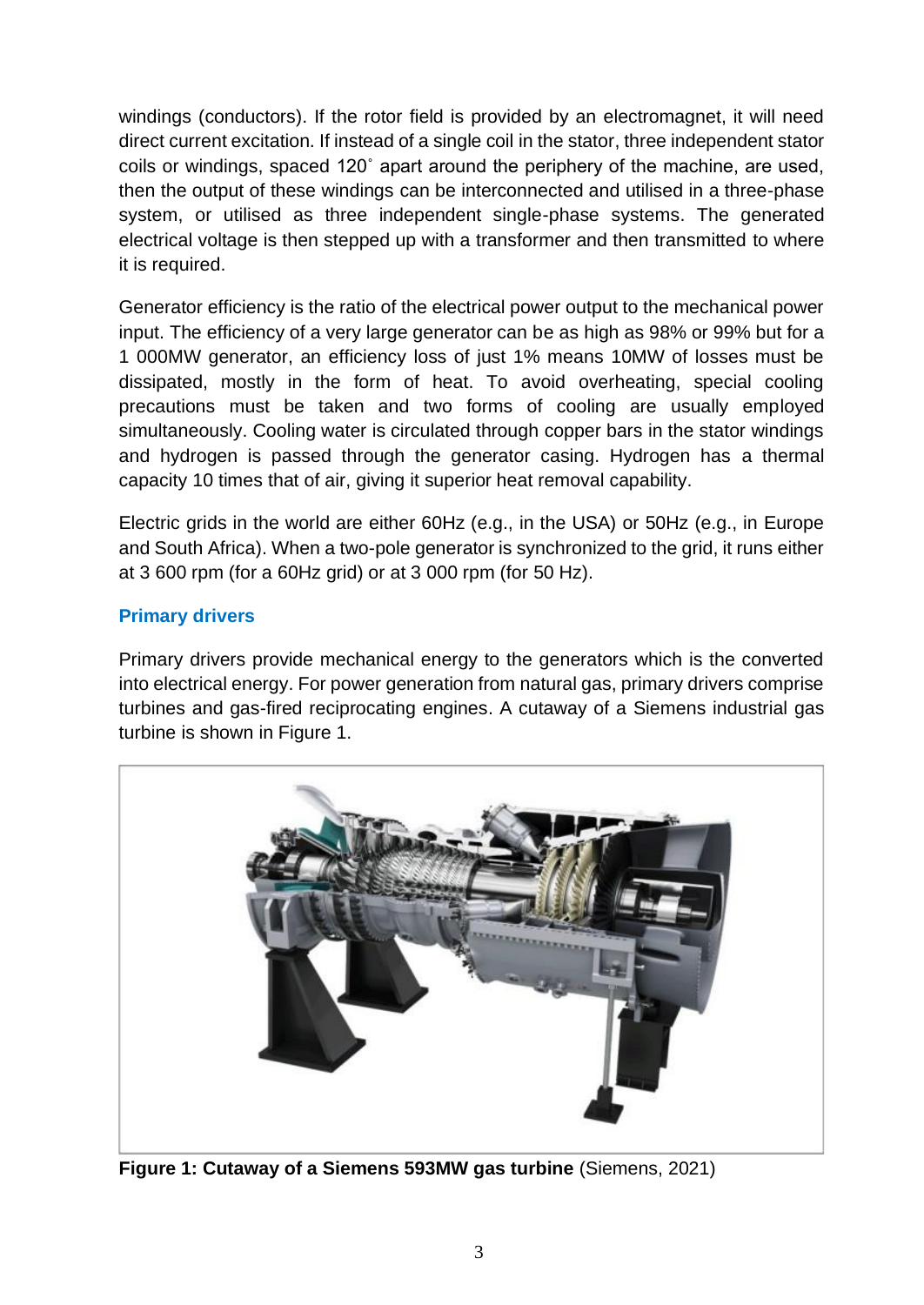windings (conductors). If the rotor field is provided by an electromagnet, it will need direct current excitation. If instead of a single coil in the stator, three independent stator coils or windings, spaced 120˚ apart around the periphery of the machine, are used, then the output of these windings can be interconnected and utilised in a three-phase system, or utilised as three independent single-phase systems. The generated electrical voltage is then stepped up with a transformer and then transmitted to where it is required.

Generator efficiency is the ratio of the electrical power output to the mechanical power input. The efficiency of a very large generator can be as high as 98% or 99% but for a 1 000MW generator, an efficiency loss of just 1% means 10MW of losses must be dissipated, mostly in the form of heat. To avoid overheating, special cooling precautions must be taken and two forms of cooling are usually employed simultaneously. Cooling water is circulated through copper bars in the stator windings and hydrogen is passed through the generator casing. Hydrogen has a thermal capacity 10 times that of air, giving it superior heat removal capability.

Electric grids in the world are either 60Hz (e.g., in the USA) or 50Hz (e.g., in Europe and South Africa). When a two-pole generator is synchronized to the grid, it runs either at 3 600 rpm (for a 60Hz grid) or at 3 000 rpm (for 50 Hz).

## Primary drivers

Primary drivers provide mechanical energy to the generators which is the converted into electrical energy. For power generation from natural gas, primary drivers comprise turbines and gas-fired reciprocating engines. A cutaway of a Siemens industrial gas turbine is shown in Figure 1.

**Figure 1: Cutaway of a Siemens 593MW gas turbine** (Siemens, 2021)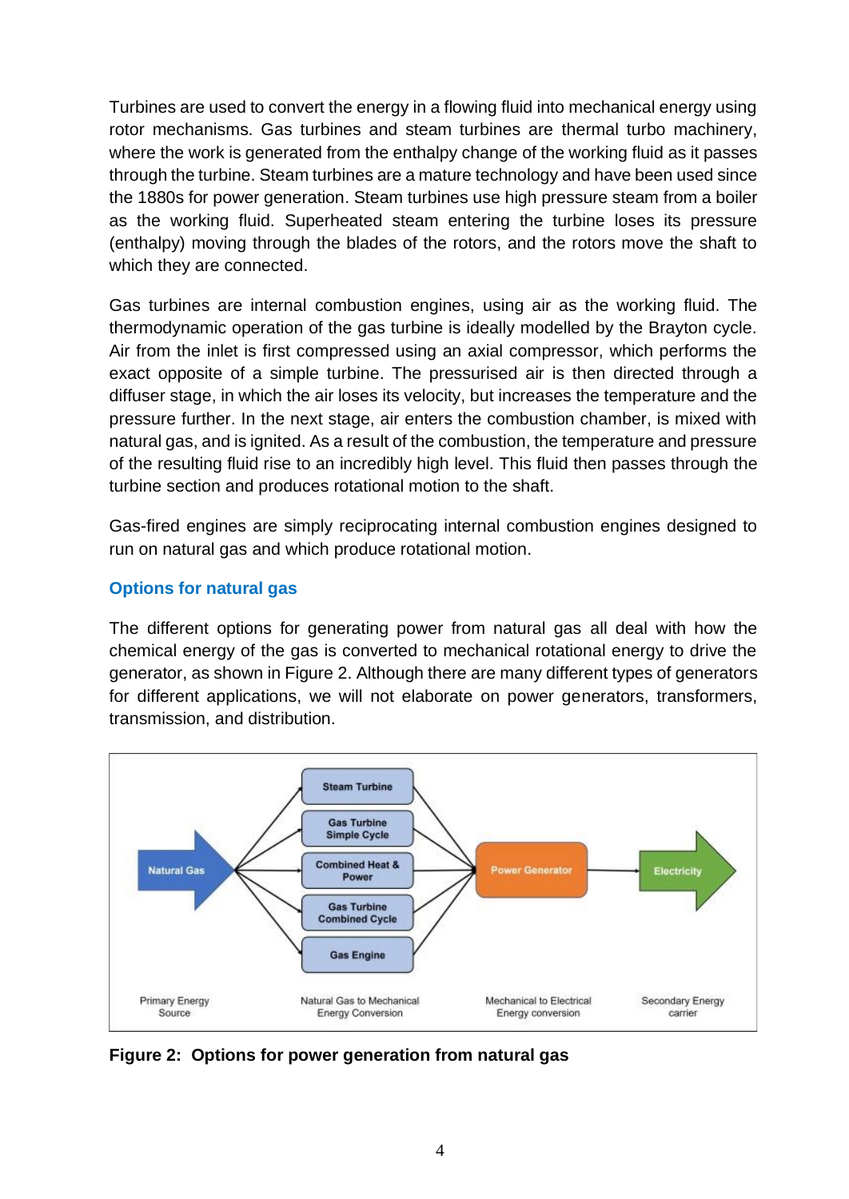Turbines are used to convert the energy in a flowing fluid into mechanical energy using rotor mechanisms. Gas turbines and steam turbines are thermal turbo machinery, where the work is generated from the enthalpy change of the working fluid as it passes through the turbine. Steam turbines are a mature technology and have been used since the 1880s for power generation. Steam turbines use high pressure steam from a boiler as the working fluid. Superheated steam entering the turbine loses its pressure (enthalpy) moving through the blades of the rotors, and the rotors move the shaft to which they are connected.

Gas turbines are internal combustion engines, using air as the working fluid. The thermodynamic operation of the gas turbine is ideally modelled by the Brayton cycle. Air from the inlet is first compressed using an axial compressor, which performs the exact opposite of a simple turbine. The pressurised air is then directed through a diffuser stage, in which the air loses its velocity, but increases the temperature and the pressure further. In the next stage, air enters the combustion chamber, is mixed with natural gas, and is ignited. As a result of the combustion, the temperature and pressure of the resulting fluid rise to an incredibly high level. This fluid then passes through the turbine section and produces rotational motion to the shaft.

Gas-fired engines are simply reciprocating internal combustion engines designed to run on natural gas and which produce rotational motion.

### Options for natural gas

The different options for generating power from natural gas all deal with how the chemical energy of the gas is converted to mechanical rotational energy to drive the generator, as shown in Figure 2. Although there are many different types of generators for different applications, we will not elaborate on power generators, transformers, transmission, and distribution.

Natural Gas → Steam Turbine / Gas Turbine Simple Cycle / Combined Heat & Power / Gas Turbine Combined Cycle / Gas Engine → Power Generator → Electricity

Primary Energy Source | Natural Gas to Mechanical Energy Conversion | Mechanical to Electrical Energy conversion | Secondary Energy carrier

**Figure 2: Options for power generation from natural gas**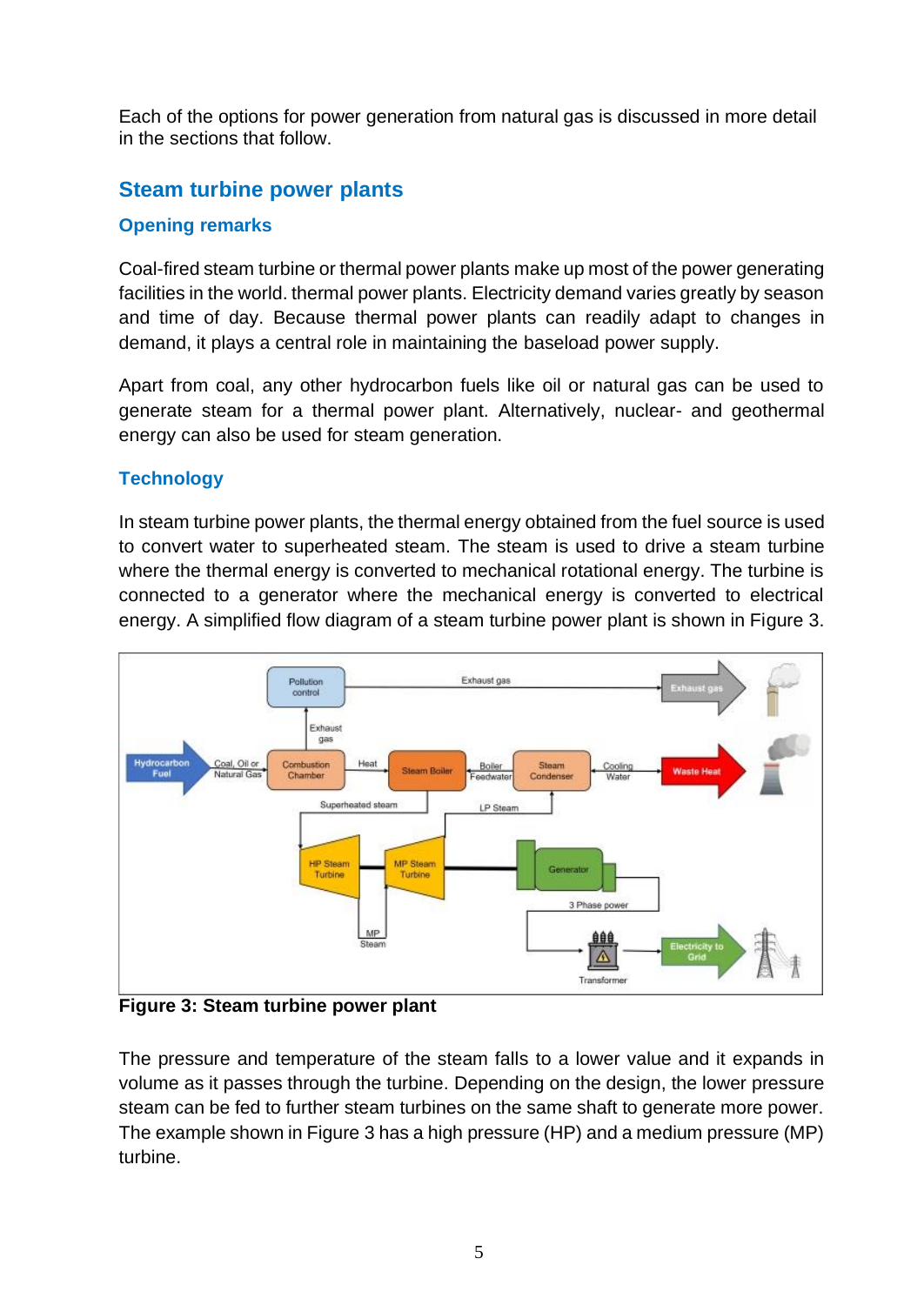Each of the options for power generation from natural gas is discussed in more detail in the sections that follow.

## Steam turbine power plants

### Opening remarks

Coal-fired steam turbine or thermal power plants make up most of the power generating facilities in the world. thermal power plants. Electricity demand varies greatly by season and time of day. Because thermal power plants can readily adapt to changes in demand, it plays a central role in maintaining the baseload power supply.

Apart from coal, any other hydrocarbon fuels like oil or natural gas can be used to generate steam for a thermal power plant. Alternatively, nuclear- and geothermal energy can also be used for steam generation.

### Technology

In steam turbine power plants, the thermal energy obtained from the fuel source is used to convert water to superheated steam. The steam is used to drive a steam turbine where the thermal energy is converted to mechanical rotational energy. The turbine is connected to a generator where the mechanical energy is converted to electrical energy. A simplified flow diagram of a steam turbine power plant is shown in Figure 3.

**Figure 3: Steam turbine power plant**

The pressure and temperature of the steam falls to a lower value and it expands in volume as it passes through the turbine. Depending on the design, the lower pressure steam can be fed to further steam turbines on the same shaft to generate more power. The example shown in Figure 3 has a high pressure (HP) and a medium pressure (MP) turbine.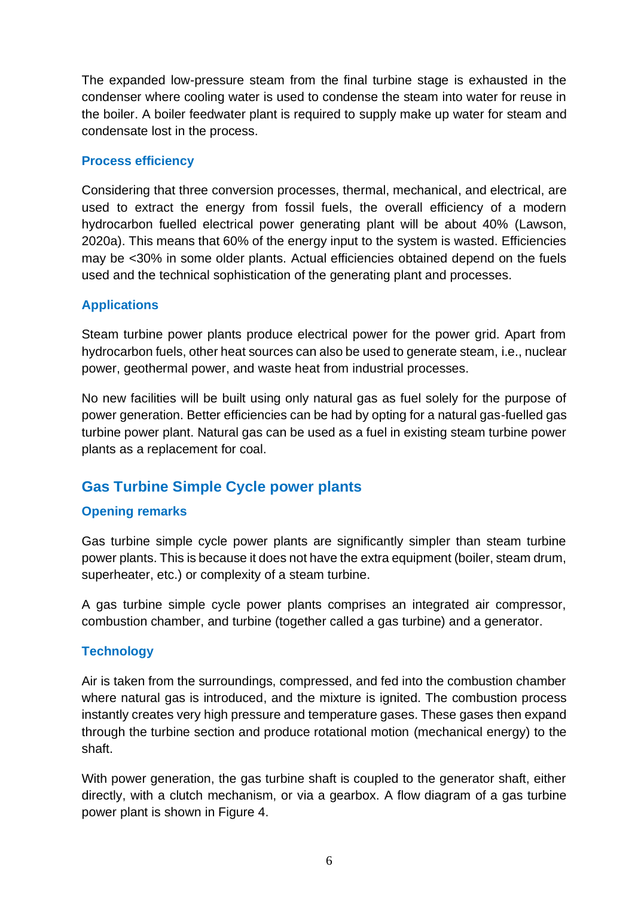The expanded low-pressure steam from the final turbine stage is exhausted in the condenser where cooling water is used to condense the steam into water for reuse in the boiler. A boiler feedwater plant is required to supply make up water for steam and condensate lost in the process.

### Process efficiency

Considering that three conversion processes, thermal, mechanical, and electrical, are used to extract the energy from fossil fuels, the overall efficiency of a modern hydrocarbon fuelled electrical power generating plant will be about 40% (Lawson, 2020a). This means that 60% of the energy input to the system is wasted. Efficiencies may be <30% in some older plants. Actual efficiencies obtained depend on the fuels used and the technical sophistication of the generating plant and processes.

### Applications

Steam turbine power plants produce electrical power for the power grid. Apart from hydrocarbon fuels, other heat sources can also be used to generate steam, i.e., nuclear power, geothermal power, and waste heat from industrial processes.

No new facilities will be built using only natural gas as fuel solely for the purpose of power generation. Better efficiencies can be had by opting for a natural gas-fuelled gas turbine power plant. Natural gas can be used as a fuel in existing steam turbine power plants as a replacement for coal.

## Gas Turbine Simple Cycle power plants

### Opening remarks

Gas turbine simple cycle power plants are significantly simpler than steam turbine power plants. This is because it does not have the extra equipment (boiler, steam drum, superheater, etc.) or complexity of a steam turbine.

A gas turbine simple cycle power plants comprises an integrated air compressor, combustion chamber, and turbine (together called a gas turbine) and a generator.

### Technology

Air is taken from the surroundings, compressed, and fed into the combustion chamber where natural gas is introduced, and the mixture is ignited. The combustion process instantly creates very high pressure and temperature gases. These gases then expand through the turbine section and produce rotational motion (mechanical energy) to the shaft.

With power generation, the gas turbine shaft is coupled to the generator shaft, either directly, with a clutch mechanism, or via a gearbox. A flow diagram of a gas turbine power plant is shown in Figure 4.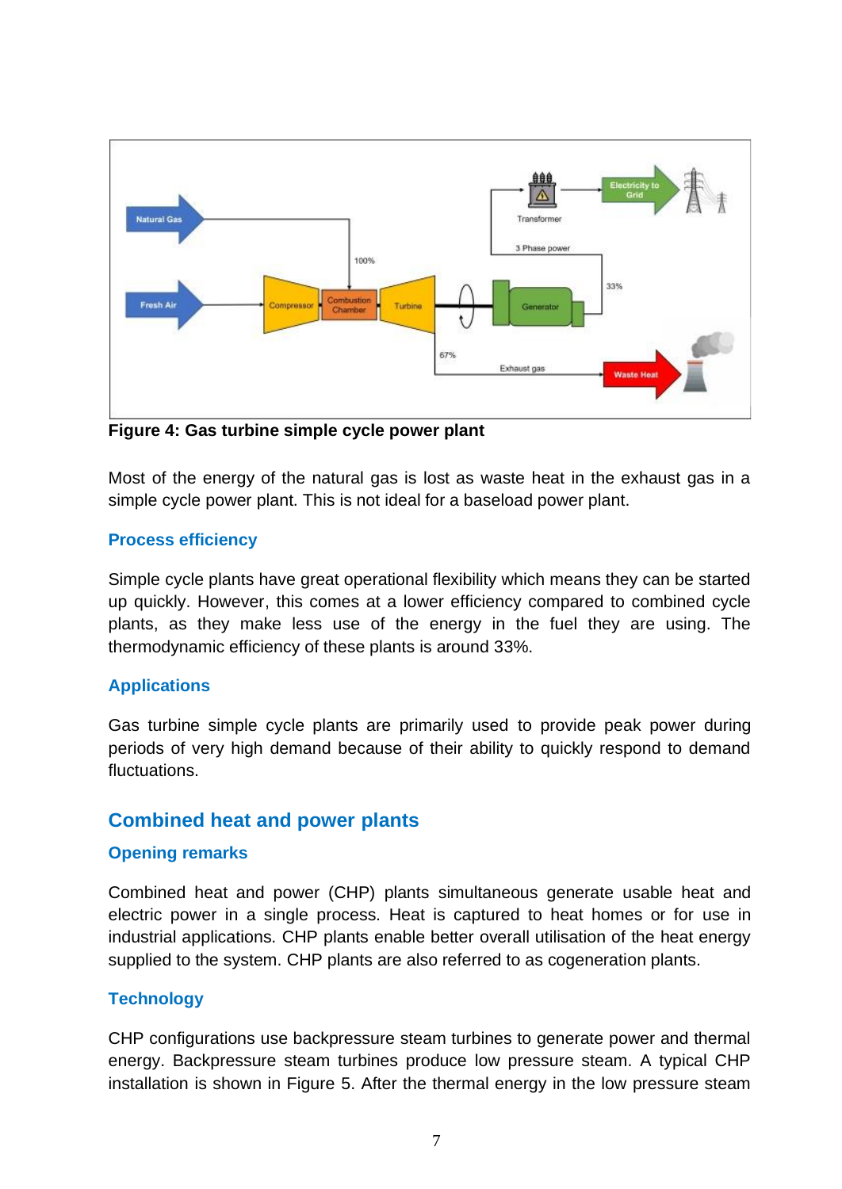**Figure 4: Gas turbine simple cycle power plant**

Most of the energy of the natural gas is lost as waste heat in the exhaust gas in a simple cycle power plant. This is not ideal for a baseload power plant.

### Process efficiency

Simple cycle plants have great operational flexibility which means they can be started up quickly. However, this comes at a lower efficiency compared to combined cycle plants, as they make less use of the energy in the fuel they are using. The thermodynamic efficiency of these plants is around 33%.

### Applications

Gas turbine simple cycle plants are primarily used to provide peak power during periods of very high demand because of their ability to quickly respond to demand fluctuations.

## Combined heat and power plants

### Opening remarks

Combined heat and power (CHP) plants simultaneous generate usable heat and electric power in a single process. Heat is captured to heat homes or for use in industrial applications. CHP plants enable better overall utilisation of the heat energy supplied to the system. CHP plants are also referred to as cogeneration plants.

### Technology

CHP configurations use backpressure steam turbines to generate power and thermal energy. Backpressure steam turbines produce low pressure steam. A typical CHP installation is shown in Figure 5. After the thermal energy in the low pressure steam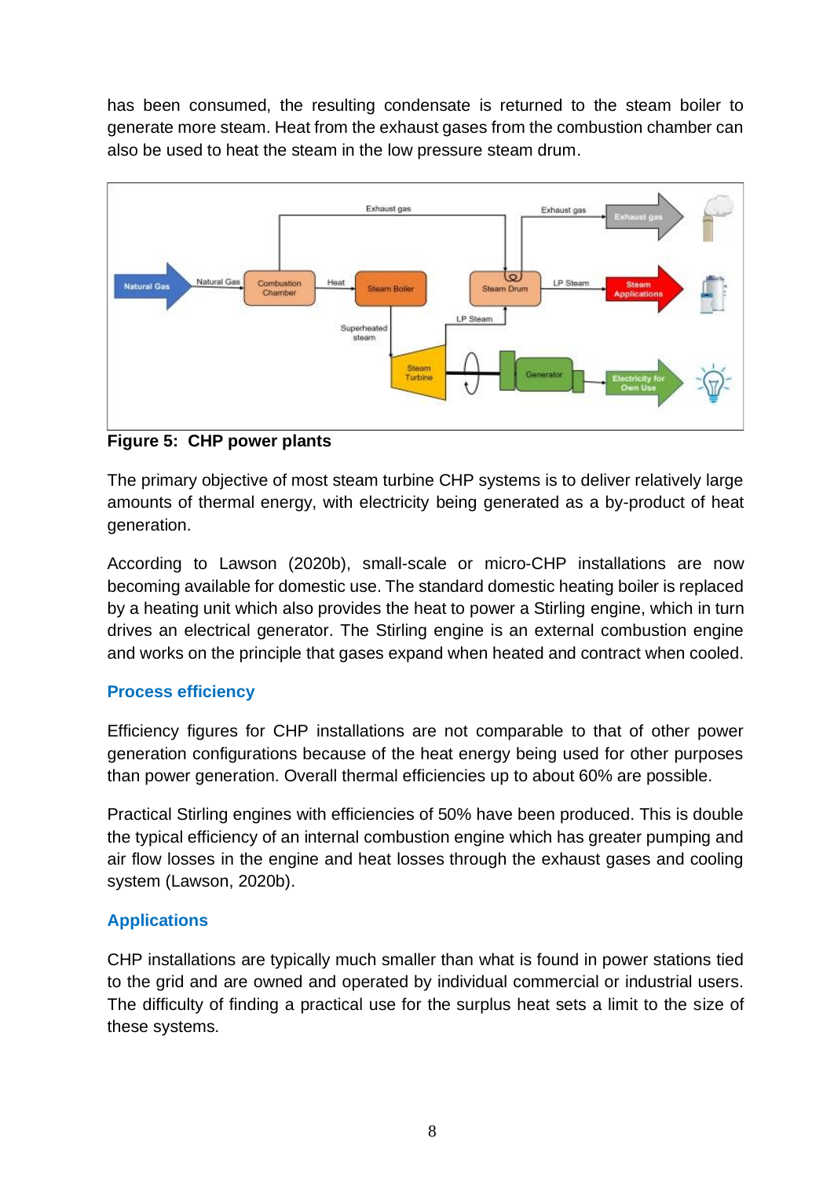has been consumed, the resulting condensate is returned to the steam boiler to generate more steam. Heat from the exhaust gases from the combustion chamber can also be used to heat the steam in the low pressure steam drum.

**Figure 5: CHP power plants**

The primary objective of most steam turbine CHP systems is to deliver relatively large amounts of thermal energy, with electricity being generated as a by-product of heat generation.

According to Lawson (2020b), small-scale or micro-CHP installations are now becoming available for domestic use. The standard domestic heating boiler is replaced by a heating unit which also provides the heat to power a Stirling engine, which in turn drives an electrical generator. The Stirling engine is an external combustion engine and works on the principle that gases expand when heated and contract when cooled.

### Process efficiency

Efficiency figures for CHP installations are not comparable to that of other power generation configurations because of the heat energy being used for other purposes than power generation. Overall thermal efficiencies up to about 60% are possible.

Practical Stirling engines with efficiencies of 50% have been produced. This is double the typical efficiency of an internal combustion engine which has greater pumping and air flow losses in the engine and heat losses through the exhaust gases and cooling system (Lawson, 2020b).

### Applications

CHP installations are typically much smaller than what is found in power stations tied to the grid and are owned and operated by individual commercial or industrial users. The difficulty of finding a practical use for the surplus heat sets a limit to the size of these systems.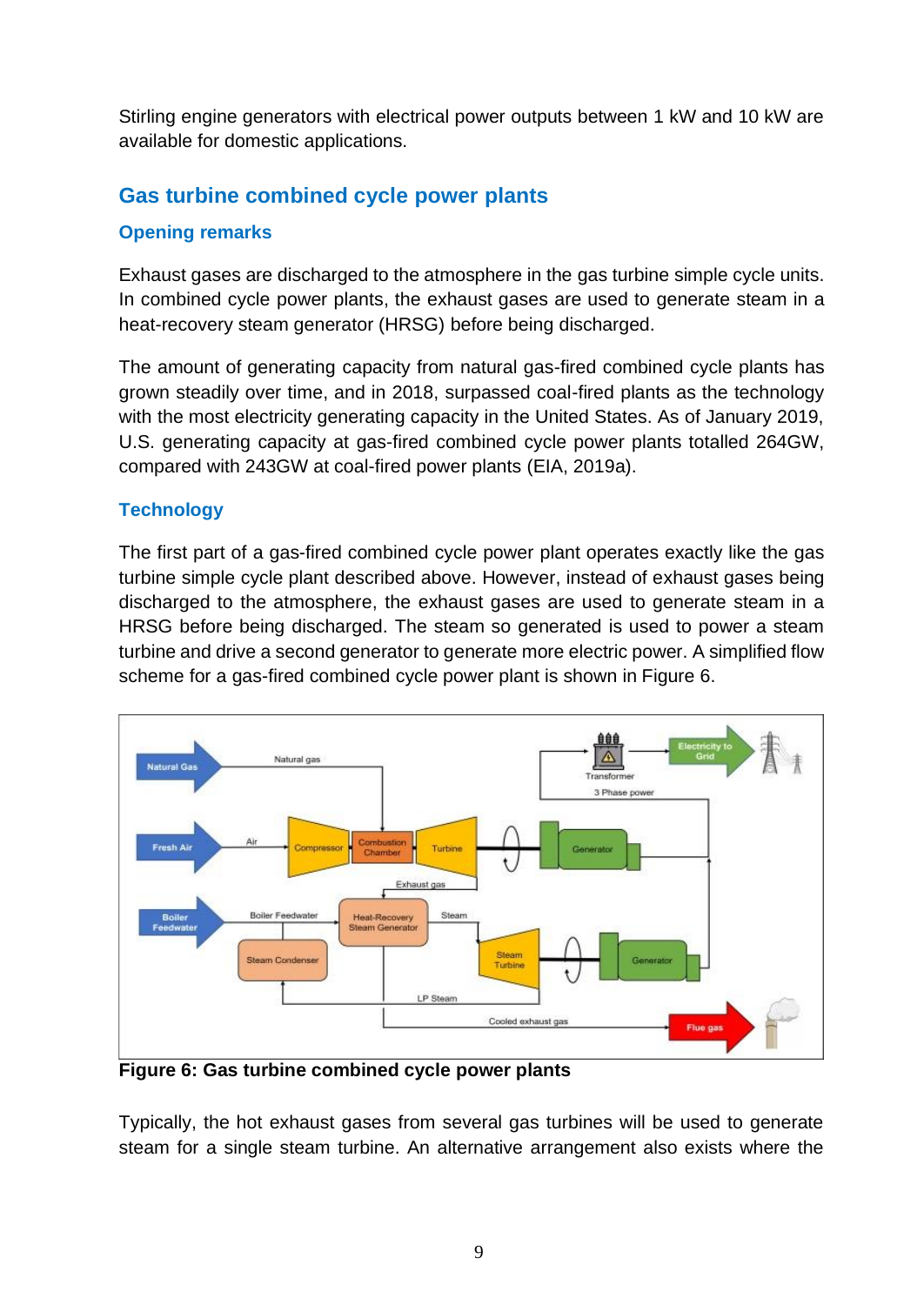Stirling engine generators with electrical power outputs between 1 kW and 10 kW are available for domestic applications.

## Gas turbine combined cycle power plants

### Opening remarks

Exhaust gases are discharged to the atmosphere in the gas turbine simple cycle units. In combined cycle power plants, the exhaust gases are used to generate steam in a heat-recovery steam generator (HRSG) before being discharged.

The amount of generating capacity from natural gas-fired combined cycle plants has grown steadily over time, and in 2018, surpassed coal-fired plants as the technology with the most electricity generating capacity in the United States. As of January 2019, U.S. generating capacity at gas-fired combined cycle power plants totalled 264GW, compared with 243GW at coal-fired power plants (EIA, 2019a).

### Technology

The first part of a gas-fired combined cycle power plant operates exactly like the gas turbine simple cycle plant described above. However, instead of exhaust gases being discharged to the atmosphere, the exhaust gases are used to generate steam in a HRSG before being discharged. The steam so generated is used to power a steam turbine and drive a second generator to generate more electric power. A simplified flow scheme for a gas-fired combined cycle power plant is shown in Figure 6.

**Figure 6: Gas turbine combined cycle power plants**

Typically, the hot exhaust gases from several gas turbines will be used to generate steam for a single steam turbine. An alternative arrangement also exists where the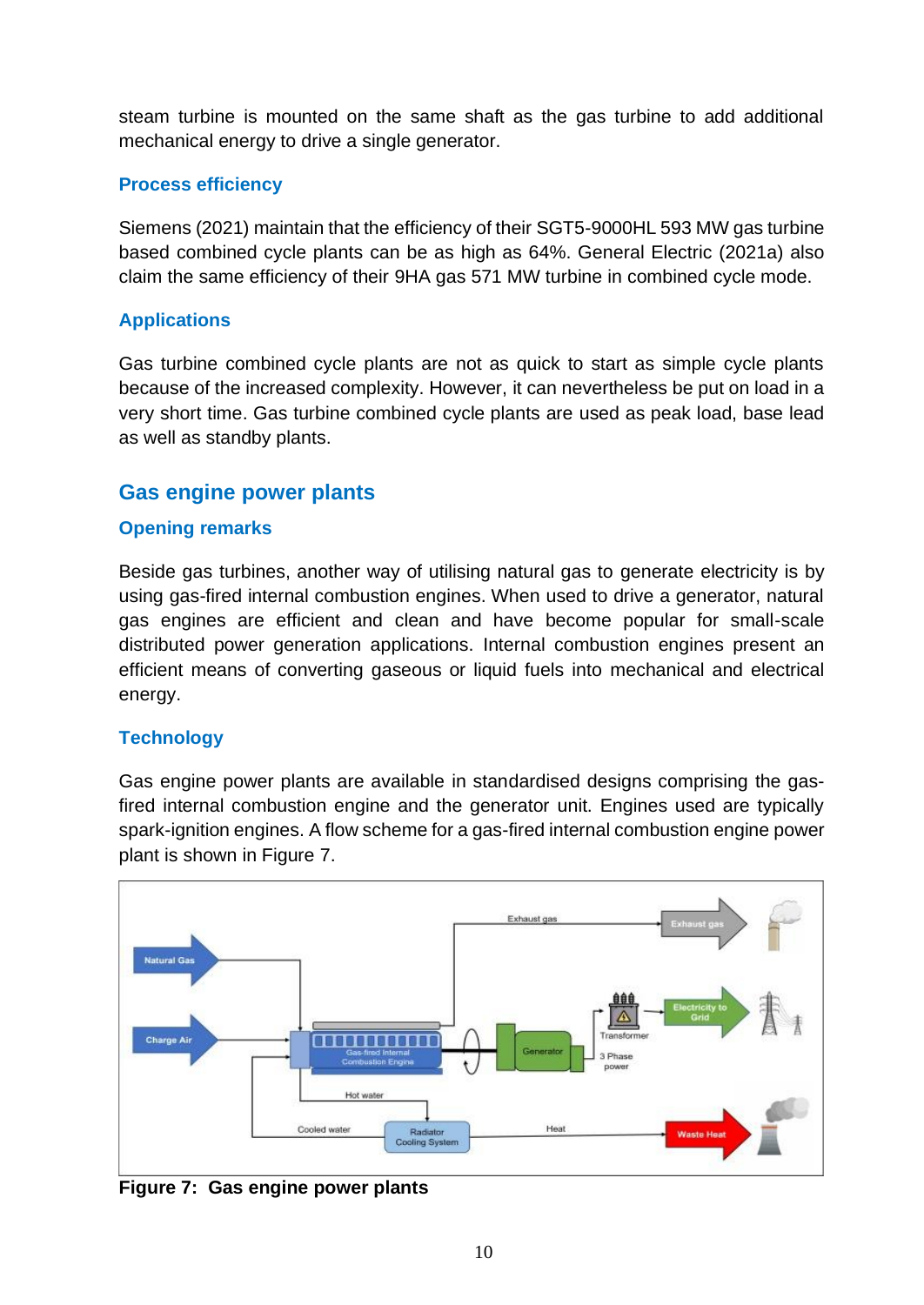steam turbine is mounted on the same shaft as the gas turbine to add additional mechanical energy to drive a single generator.

### Process efficiency

Siemens (2021) maintain that the efficiency of their SGT5-9000HL 593 MW gas turbine based combined cycle plants can be as high as 64%. General Electric (2021a) also claim the same efficiency of their 9HA gas 571 MW turbine in combined cycle mode.

### Applications

Gas turbine combined cycle plants are not as quick to start as simple cycle plants because of the increased complexity. However, it can nevertheless be put on load in a very short time. Gas turbine combined cycle plants are used as peak load, base lead as well as standby plants.

## Gas engine power plants

### Opening remarks

Beside gas turbines, another way of utilising natural gas to generate electricity is by using gas-fired internal combustion engines. When used to drive a generator, natural gas engines are efficient and clean and have become popular for small-scale distributed power generation applications. Internal combustion engines present an efficient means of converting gaseous or liquid fuels into mechanical and electrical energy.

### Technology

Gas engine power plants are available in standardised designs comprising the gas-fired internal combustion engine and the generator unit. Engines used are typically spark-ignition engines. A flow scheme for a gas-fired internal combustion engine power plant is shown in Figure 7.

**Figure 7: Gas engine power plants**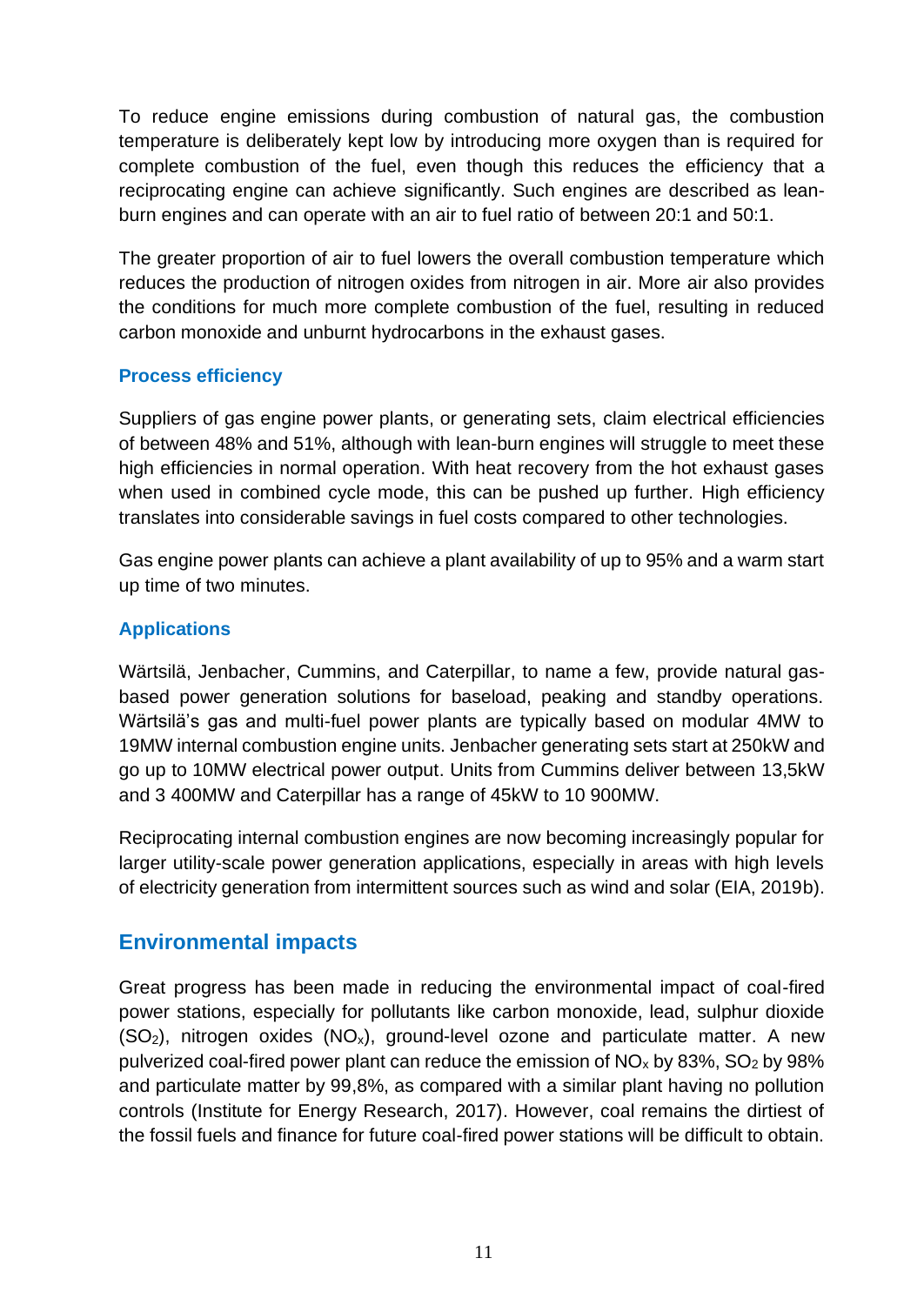To reduce engine emissions during combustion of natural gas, the combustion temperature is deliberately kept low by introducing more oxygen than is required for complete combustion of the fuel, even though this reduces the efficiency that a reciprocating engine can achieve significantly. Such engines are described as lean-burn engines and can operate with an air to fuel ratio of between 20:1 and 50:1.

The greater proportion of air to fuel lowers the overall combustion temperature which reduces the production of nitrogen oxides from nitrogen in air. More air also provides the conditions for much more complete combustion of the fuel, resulting in reduced carbon monoxide and unburnt hydrocarbons in the exhaust gases.

### Process efficiency

Suppliers of gas engine power plants, or generating sets, claim electrical efficiencies of between 48% and 51%, although with lean-burn engines will struggle to meet these high efficiencies in normal operation. With heat recovery from the hot exhaust gases when used in combined cycle mode, this can be pushed up further. High efficiency translates into considerable savings in fuel costs compared to other technologies.

Gas engine power plants can achieve a plant availability of up to 95% and a warm start up time of two minutes.

### Applications

Wärtsilä, Jenbacher, Cummins, and Caterpillar, to name a few, provide natural gas-based power generation solutions for baseload, peaking and standby operations. Wärtsilä's gas and multi-fuel power plants are typically based on modular 4MW to 19MW internal combustion engine units. Jenbacher generating sets start at 250kW and go up to 10MW electrical power output. Units from Cummins deliver between 13,5kW and 3 400MW and Caterpillar has a range of 45kW to 10 900MW.

Reciprocating internal combustion engines are now becoming increasingly popular for larger utility-scale power generation applications, especially in areas with high levels of electricity generation from intermittent sources such as wind and solar (EIA, 2019b).

## Environmental impacts

Great progress has been made in reducing the environmental impact of coal-fired power stations, especially for pollutants like carbon monoxide, lead, sulphur dioxide ($SO_2$), nitrogen oxides ($NO_x$), ground-level ozone and particulate matter. A new pulverized coal-fired power plant can reduce the emission of $NO_x$ by 83%, $SO_2$ by 98% and particulate matter by 99,8%, as compared with a similar plant having no pollution controls (Institute for Energy Research, 2017). However, coal remains the dirtiest of the fossil fuels and finance for future coal-fired power stations will be difficult to obtain.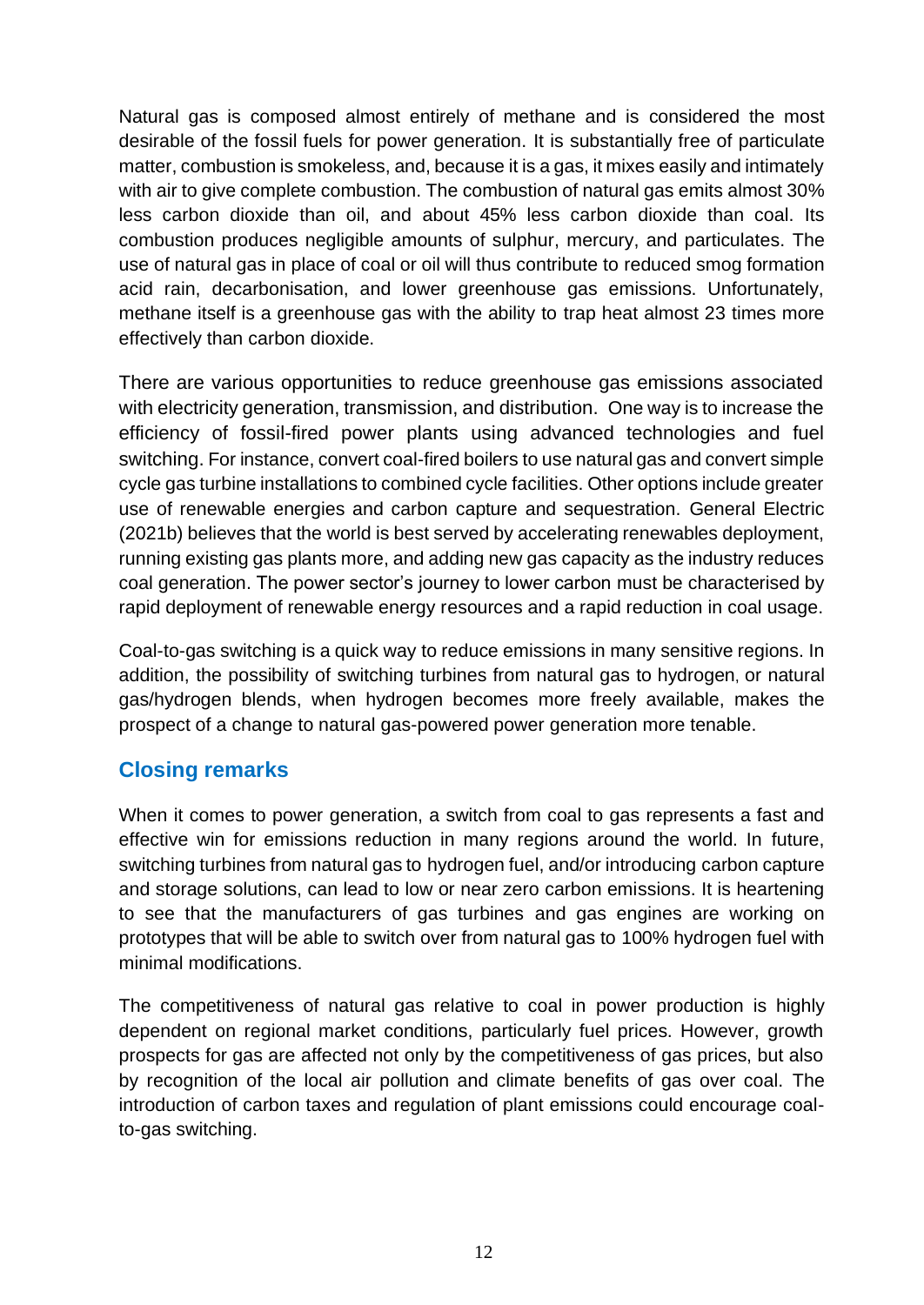Natural gas is composed almost entirely of methane and is considered the most desirable of the fossil fuels for power generation. It is substantially free of particulate matter, combustion is smokeless, and, because it is a gas, it mixes easily and intimately with air to give complete combustion. The combustion of natural gas emits almost 30% less carbon dioxide than oil, and about 45% less carbon dioxide than coal. Its combustion produces negligible amounts of sulphur, mercury, and particulates. The use of natural gas in place of coal or oil will thus contribute to reduced smog formation acid rain, decarbonisation, and lower greenhouse gas emissions. Unfortunately, methane itself is a greenhouse gas with the ability to trap heat almost 23 times more effectively than carbon dioxide.

There are various opportunities to reduce greenhouse gas emissions associated with electricity generation, transmission, and distribution. One way is to increase the efficiency of fossil-fired power plants using advanced technologies and fuel switching. For instance, convert coal-fired boilers to use natural gas and convert simple cycle gas turbine installations to combined cycle facilities. Other options include greater use of renewable energies and carbon capture and sequestration. General Electric (2021b) believes that the world is best served by accelerating renewables deployment, running existing gas plants more, and adding new gas capacity as the industry reduces coal generation. The power sector's journey to lower carbon must be characterised by rapid deployment of renewable energy resources and a rapid reduction in coal usage.

Coal-to-gas switching is a quick way to reduce emissions in many sensitive regions. In addition, the possibility of switching turbines from natural gas to hydrogen, or natural gas/hydrogen blends, when hydrogen becomes more freely available, makes the prospect of a change to natural gas-powered power generation more tenable.

## Closing remarks

When it comes to power generation, a switch from coal to gas represents a fast and effective win for emissions reduction in many regions around the world. In future, switching turbines from natural gas to hydrogen fuel, and/or introducing carbon capture and storage solutions, can lead to low or near zero carbon emissions. It is heartening to see that the manufacturers of gas turbines and gas engines are working on prototypes that will be able to switch over from natural gas to 100% hydrogen fuel with minimal modifications.

The competitiveness of natural gas relative to coal in power production is highly dependent on regional market conditions, particularly fuel prices. However, growth prospects for gas are affected not only by the competitiveness of gas prices, but also by recognition of the local air pollution and climate benefits of gas over coal. The introduction of carbon taxes and regulation of plant emissions could encourage coal-to-gas switching.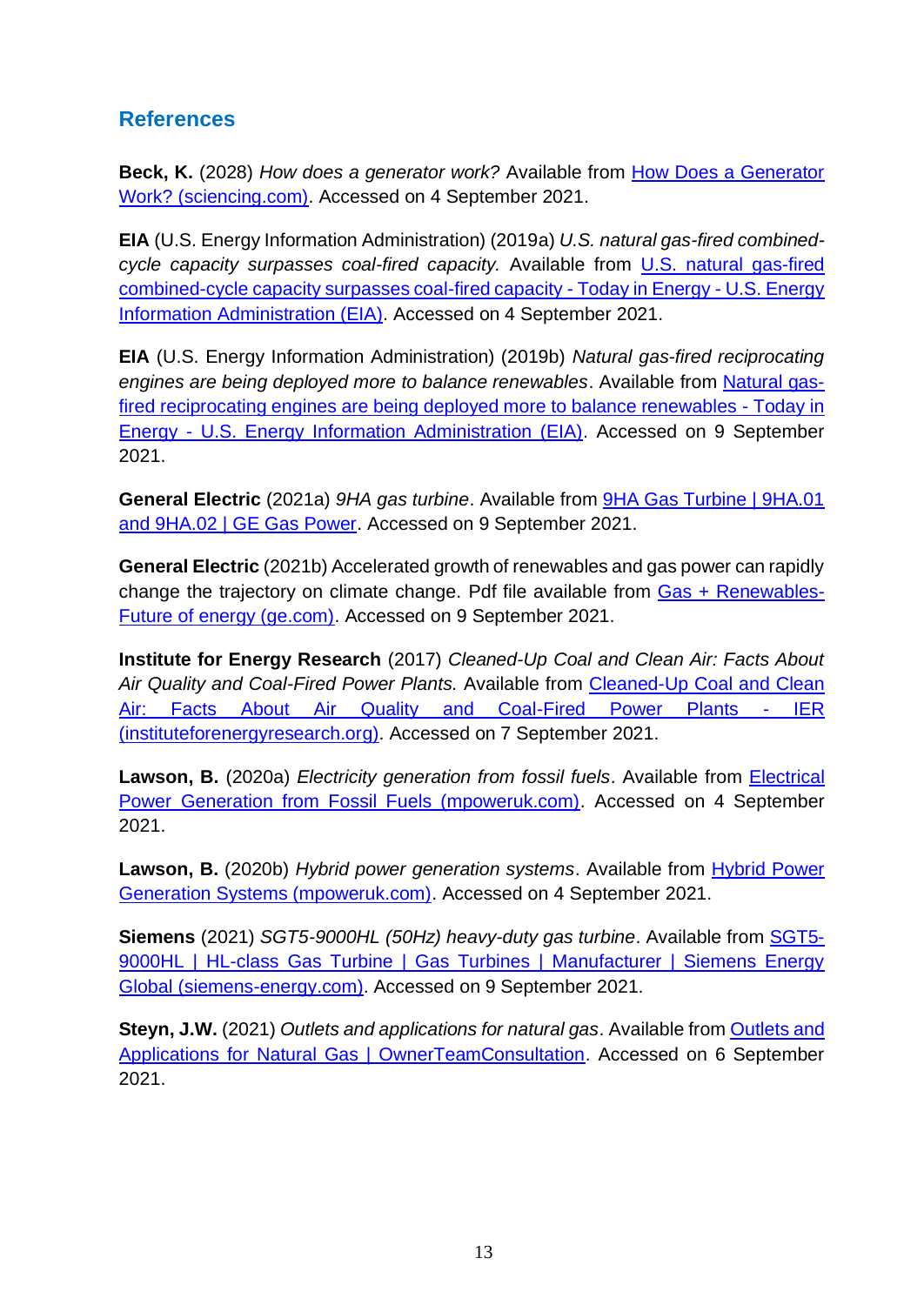## References

**Beck, K.** (2028) *How does a generator work?* Available from [How Does a Generator Work? (sciencing.com)](). Accessed on 4 September 2021.

**EIA** (U.S. Energy Information Administration) (2019a) *U.S. natural gas-fired combined-cycle capacity surpasses coal-fired capacity.* Available from [U.S. natural gas-fired combined-cycle capacity surpasses coal-fired capacity - Today in Energy - U.S. Energy Information Administration (EIA)](). Accessed on 4 September 2021.

**EIA** (U.S. Energy Information Administration) (2019b) *Natural gas-fired reciprocating engines are being deployed more to balance renewables*. Available from [Natural gas-fired reciprocating engines are being deployed more to balance renewables - Today in Energy - U.S. Energy Information Administration (EIA)](). Accessed on 9 September 2021.

**General Electric** (2021a) *9HA gas turbine*. Available from [9HA Gas Turbine | 9HA.01 and 9HA.02 | GE Gas Power](). Accessed on 9 September 2021.

**General Electric** (2021b) Accelerated growth of renewables and gas power can rapidly change the trajectory on climate change. Pdf file available from [Gas + Renewables-Future of energy (ge.com)](). Accessed on 9 September 2021.

**Institute for Energy Research** (2017) *Cleaned-Up Coal and Clean Air: Facts About Air Quality and Coal-Fired Power Plants.* Available from [Cleaned-Up Coal and Clean Air: Facts About Air Quality and Coal-Fired Power Plants - IER (instituteforenergyresearch.org)](). Accessed on 7 September 2021.

**Lawson, B.** (2020a) *Electricity generation from fossil fuels*. Available from [Electrical Power Generation from Fossil Fuels (mpoweruk.com)](). Accessed on 4 September 2021.

**Lawson, B.** (2020b) *Hybrid power generation systems*. Available from [Hybrid Power Generation Systems (mpoweruk.com)](). Accessed on 4 September 2021.

**Siemens** (2021) *SGT5-9000HL (50Hz) heavy-duty gas turbine*. Available from [SGT5-9000HL | HL-class Gas Turbine | Gas Turbines | Manufacturer | Siemens Energy Global (siemens-energy.com)](). Accessed on 9 September 2021.

**Steyn, J.W.** (2021) *Outlets and applications for natural gas*. Available from [Outlets and Applications for Natural Gas | OwnerTeamConsultation](). Accessed on 6 September 2021.